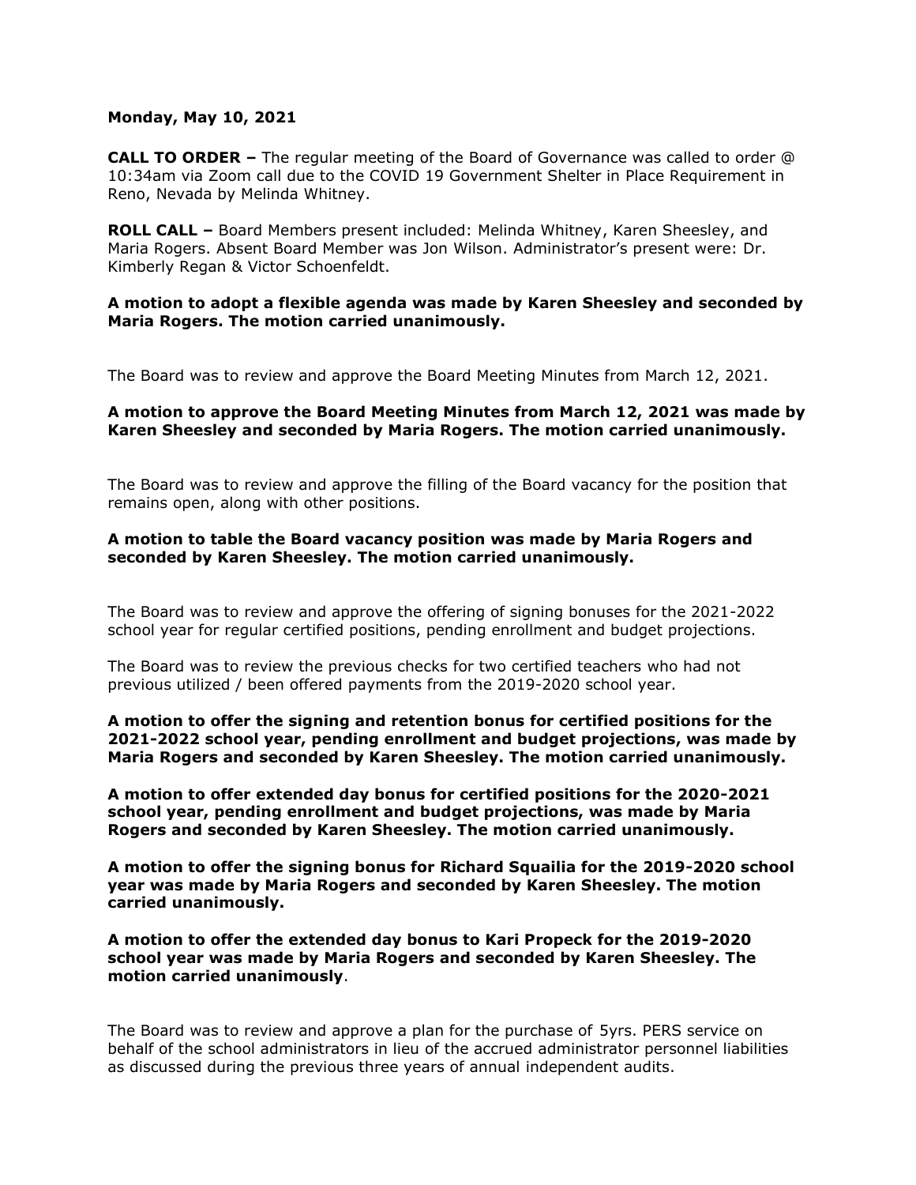**Monday, May 10, 2021**

**CALL TO ORDER –** The regular meeting of the Board of Governance was called to order @ 10:34am via Zoom call due to the COVID 19 Government Shelter in Place Requirement in Reno, Nevada by Melinda Whitney.

**ROLL CALL –** Board Members present included: Melinda Whitney, Karen Sheesley, and Maria Rogers. Absent Board Member was Jon Wilson. Administrator's present were: Dr. Kimberly Regan & Victor Schoenfeldt.

**A motion to adopt a flexible agenda was made by Karen Sheesley and seconded by Maria Rogers. The motion carried unanimously.**

The Board was to review and approve the Board Meeting Minutes from March 12, 2021.

**A motion to approve the Board Meeting Minutes from March 12, 2021 was made by Karen Sheesley and seconded by Maria Rogers. The motion carried unanimously.**

The Board was to review and approve the filling of the Board vacancy for the position that remains open, along with other positions.

**A motion to table the Board vacancy position was made by Maria Rogers and seconded by Karen Sheesley. The motion carried unanimously.**

The Board was to review and approve the offering of signing bonuses for the 2021-2022 school year for regular certified positions, pending enrollment and budget projections.

The Board was to review the previous checks for two certified teachers who had not previous utilized / been offered payments from the 2019-2020 school year.

**A motion to offer the signing and retention bonus for certified positions for the 2021-2022 school year, pending enrollment and budget projections, was made by Maria Rogers and seconded by Karen Sheesley. The motion carried unanimously.**

**A motion to offer extended day bonus for certified positions for the 2020-2021 school year, pending enrollment and budget projections, was made by Maria Rogers and seconded by Karen Sheesley. The motion carried unanimously.**

**A motion to offer the signing bonus for Richard Squailia for the 2019-2020 school year was made by Maria Rogers and seconded by Karen Sheesley. The motion carried unanimously.**

**A motion to offer the extended day bonus to Kari Propeck for the 2019-2020 school year was made by Maria Rogers and seconded by Karen Sheesley. The motion carried unanimously**.

The Board was to review and approve a plan for the purchase of 5yrs. PERS service on behalf of the school administrators in lieu of the accrued administrator personnel liabilities as discussed during the previous three years of annual independent audits.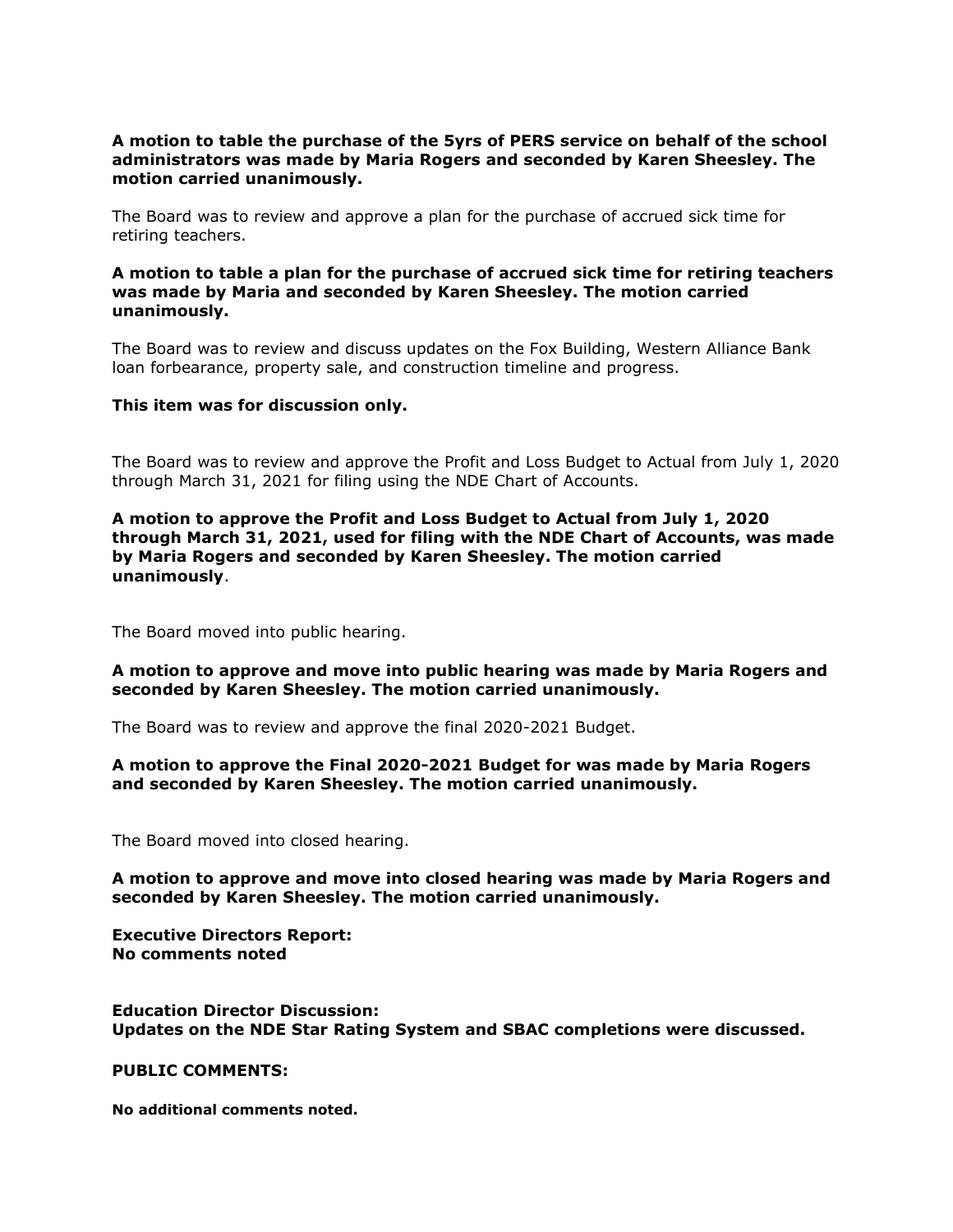**A motion to table the purchase of the 5yrs of PERS service on behalf of the school administrators was made by Maria Rogers and seconded by Karen Sheesley. The motion carried unanimously.**

The Board was to review and approve a plan for the purchase of accrued sick time for retiring teachers.

**A motion to table a plan for the purchase of accrued sick time for retiring teachers was made by Maria and seconded by Karen Sheesley. The motion carried unanimously.**

The Board was to review and discuss updates on the Fox Building, Western Alliance Bank loan forbearance, property sale, and construction timeline and progress.

**This item was for discussion only.**

The Board was to review and approve the Profit and Loss Budget to Actual from July 1, 2020 through March 31, 2021 for filing using the NDE Chart of Accounts.

**A motion to approve the Profit and Loss Budget to Actual from July 1, 2020 through March 31, 2021, used for filing with the NDE Chart of Accounts, was made by Maria Rogers and seconded by Karen Sheesley. The motion carried unanimously**.

The Board moved into public hearing.

**A motion to approve and move into public hearing was made by Maria Rogers and seconded by Karen Sheesley. The motion carried unanimously.**

The Board was to review and approve the final 2020-2021 Budget.

**A motion to approve the Final 2020-2021 Budget for was made by Maria Rogers and seconded by Karen Sheesley. The motion carried unanimously.**

The Board moved into closed hearing.

**A motion to approve and move into closed hearing was made by Maria Rogers and seconded by Karen Sheesley. The motion carried unanimously.**

**Executive Directors Report:**
**No comments noted**

**Education Director Discussion:**
**Updates on the NDE Star Rating System and SBAC completions were discussed.**

**PUBLIC COMMENTS:**

**No additional comments noted.**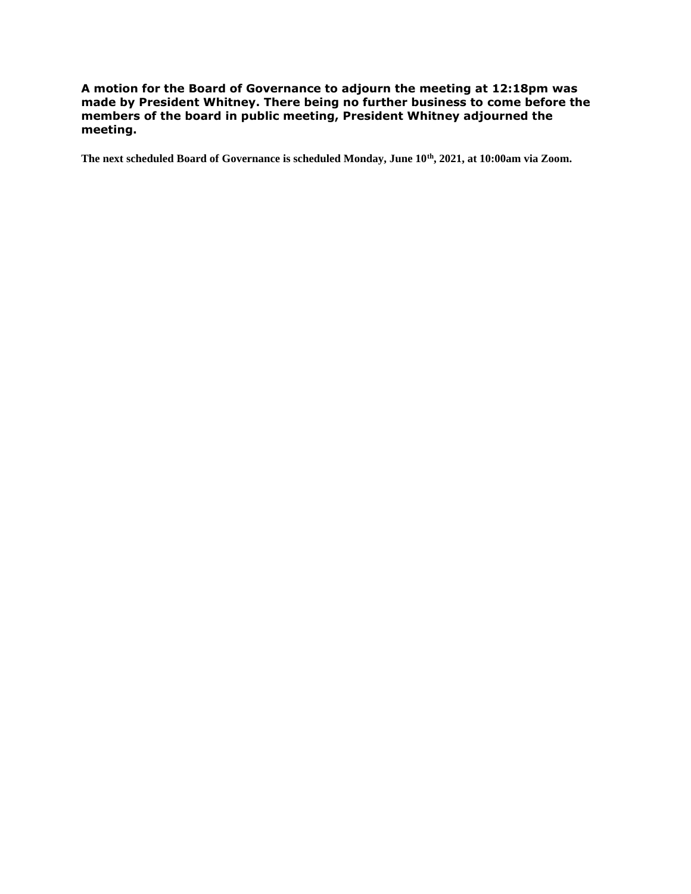**A motion for the Board of Governance to adjourn the meeting at 12:18pm was made by President Whitney. There being no further business to come before the members of the board in public meeting, President Whitney adjourned the meeting.**

**The next scheduled Board of Governance is scheduled Monday, June 10th, 2021, at 10:00am via Zoom.**